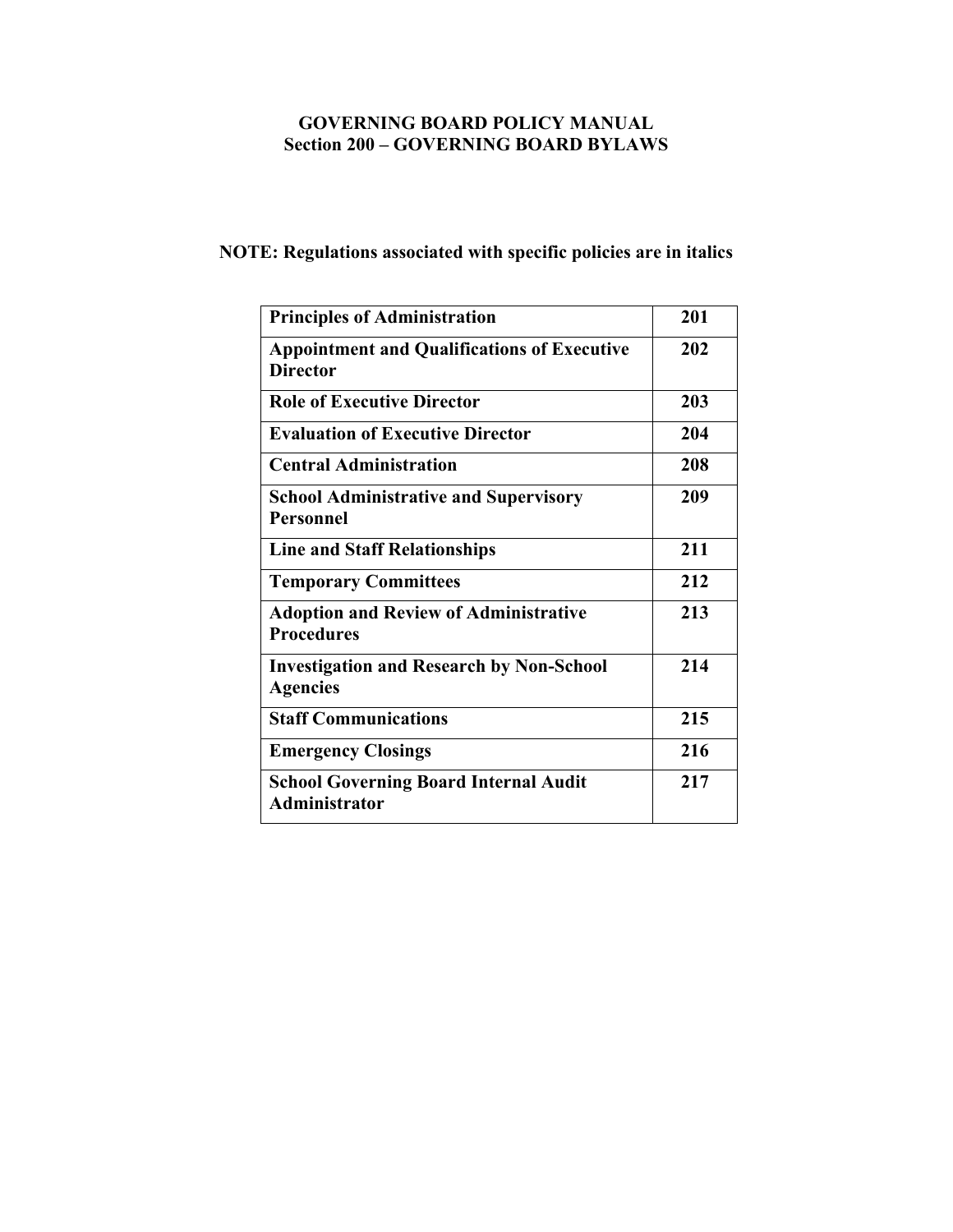# GOVERNING BOARD POLICY MANUAL
## Section 200 – GOVERNING BOARD BYLAWS

**NOTE: Regulations associated with specific policies are in italics**

| | |
|---|---|
| **Principles of Administration** | **201** |
| **Appointment and Qualifications of Executive Director** | **202** |
| **Role of Executive Director** | **203** |
| **Evaluation of Executive Director** | **204** |
| **Central Administration** | **208** |
| **School Administrative and Supervisory Personnel** | **209** |
| **Line and Staff Relationships** | **211** |
| **Temporary Committees** | **212** |
| **Adoption and Review of Administrative Procedures** | **213** |
| **Investigation and Research by Non-School Agencies** | **214** |
| **Staff Communications** | **215** |
| **Emergency Closings** | **216** |
| **School Governing Board Internal Audit Administrator** | **217** |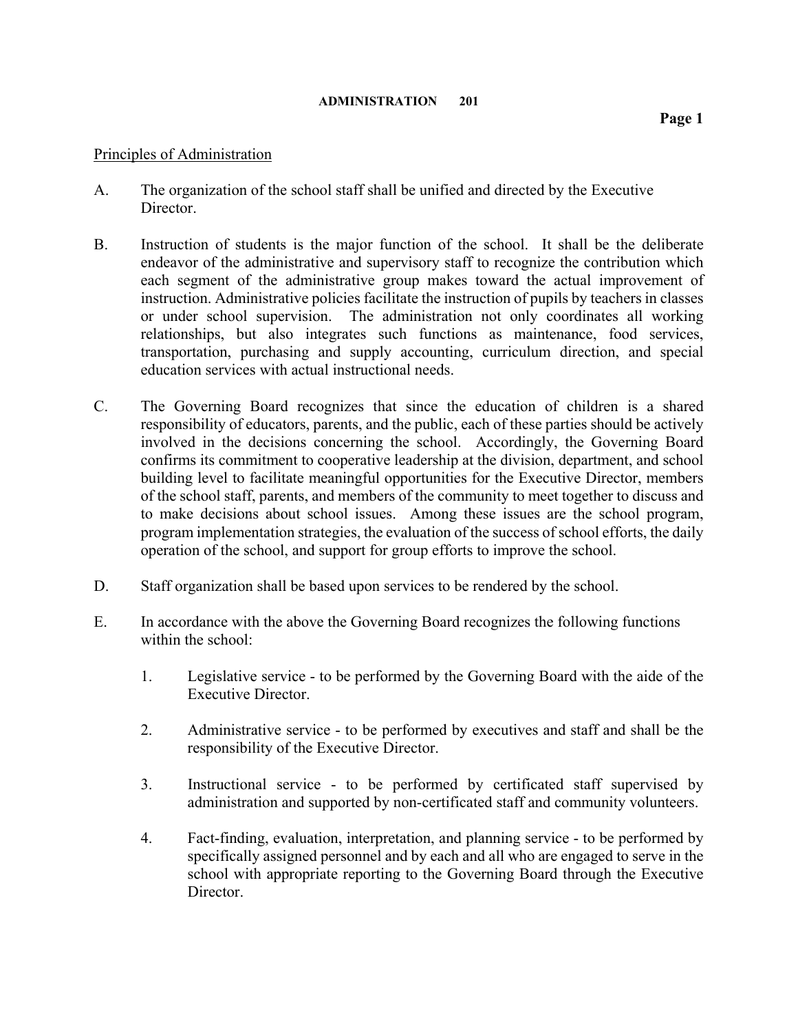**ADMINISTRATION 201**

Principles of Administration

A. The organization of the school staff shall be unified and directed by the Executive Director.

B. Instruction of students is the major function of the school. It shall be the deliberate endeavor of the administrative and supervisory staff to recognize the contribution which each segment of the administrative group makes toward the actual improvement of instruction. Administrative policies facilitate the instruction of pupils by teachers in classes or under school supervision. The administration not only coordinates all working relationships, but also integrates such functions as maintenance, food services, transportation, purchasing and supply accounting, curriculum direction, and special education services with actual instructional needs.

C. The Governing Board recognizes that since the education of children is a shared responsibility of educators, parents, and the public, each of these parties should be actively involved in the decisions concerning the school. Accordingly, the Governing Board confirms its commitment to cooperative leadership at the division, department, and school building level to facilitate meaningful opportunities for the Executive Director, members of the school staff, parents, and members of the community to meet together to discuss and to make decisions about school issues. Among these issues are the school program, program implementation strategies, the evaluation of the success of school efforts, the daily operation of the school, and support for group efforts to improve the school.

D. Staff organization shall be based upon services to be rendered by the school.

E. In accordance with the above the Governing Board recognizes the following functions within the school:

   1. Legislative service - to be performed by the Governing Board with the aide of the Executive Director.

   2. Administrative service - to be performed by executives and staff and shall be the responsibility of the Executive Director.

   3. Instructional service - to be performed by certificated staff supervised by administration and supported by non-certificated staff and community volunteers.

   4. Fact-finding, evaluation, interpretation, and planning service - to be performed by specifically assigned personnel and by each and all who are engaged to serve in the school with appropriate reporting to the Governing Board through the Executive Director.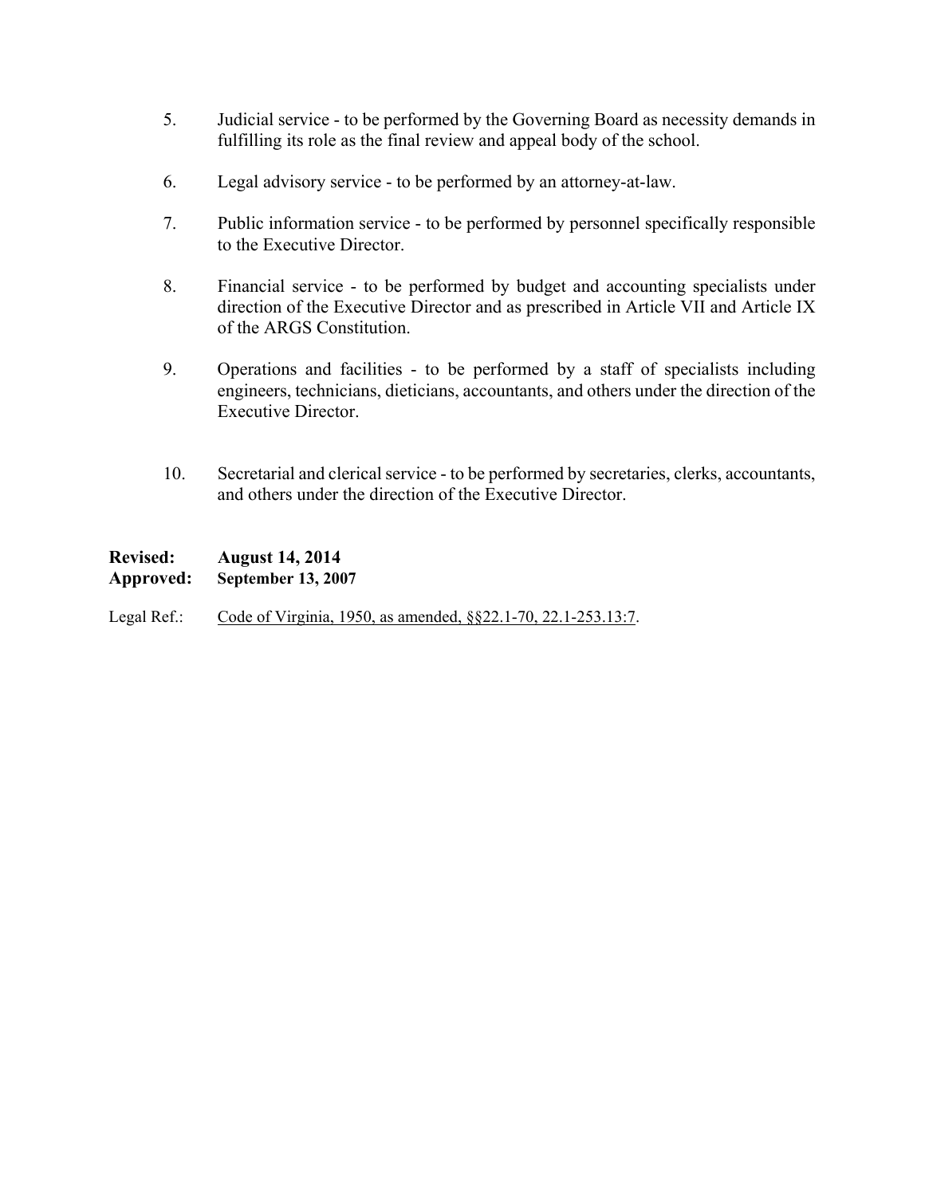5. Judicial service - to be performed by the Governing Board as necessity demands in fulfilling its role as the final review and appeal body of the school.

6. Legal advisory service - to be performed by an attorney-at-law.

7. Public information service - to be performed by personnel specifically responsible to the Executive Director.

8. Financial service - to be performed by budget and accounting specialists under direction of the Executive Director and as prescribed in Article VII and Article IX of the ARGS Constitution.

9. Operations and facilities - to be performed by a staff of specialists including engineers, technicians, dieticians, accountants, and others under the direction of the Executive Director.

10. Secretarial and clerical service - to be performed by secretaries, clerks, accountants, and others under the direction of the Executive Director.

**Revised: August 14, 2014**
**Approved: September 13, 2007**

Legal Ref.: Code of Virginia, 1950, as amended, §§22.1-70, 22.1-253.13:7.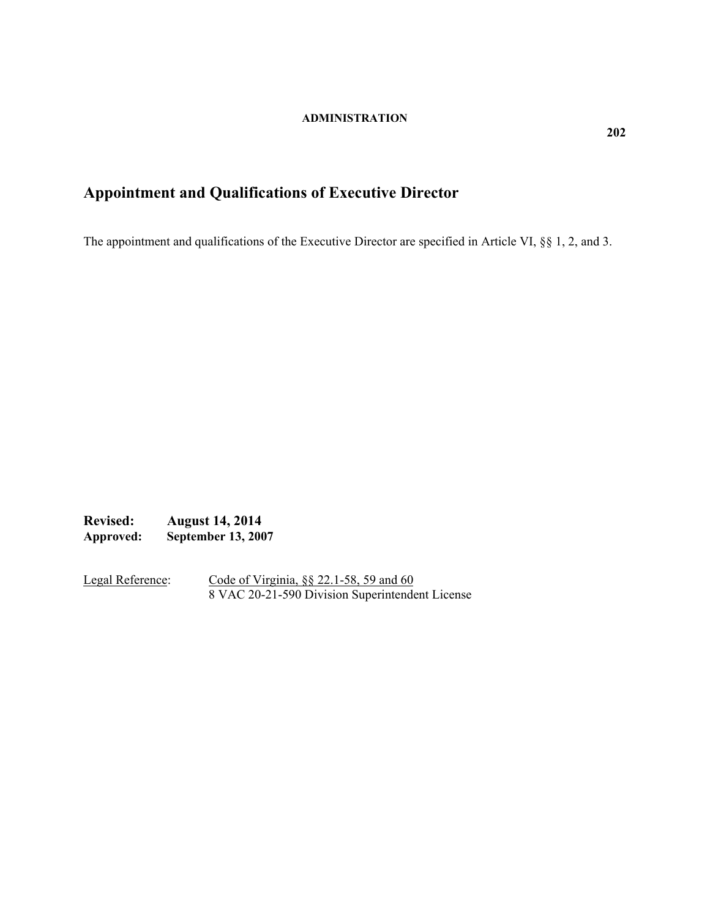**ADMINISTRATION**

**202**

# Appointment and Qualifications of Executive Director

The appointment and qualifications of the Executive Director are specified in Article VI, §§ 1, 2, and 3.

**Revised: August 14, 2014**
**Approved: September 13, 2007**

Legal Reference: Code of Virginia, §§ 22.1-58, 59 and 60
8 VAC 20-21-590 Division Superintendent License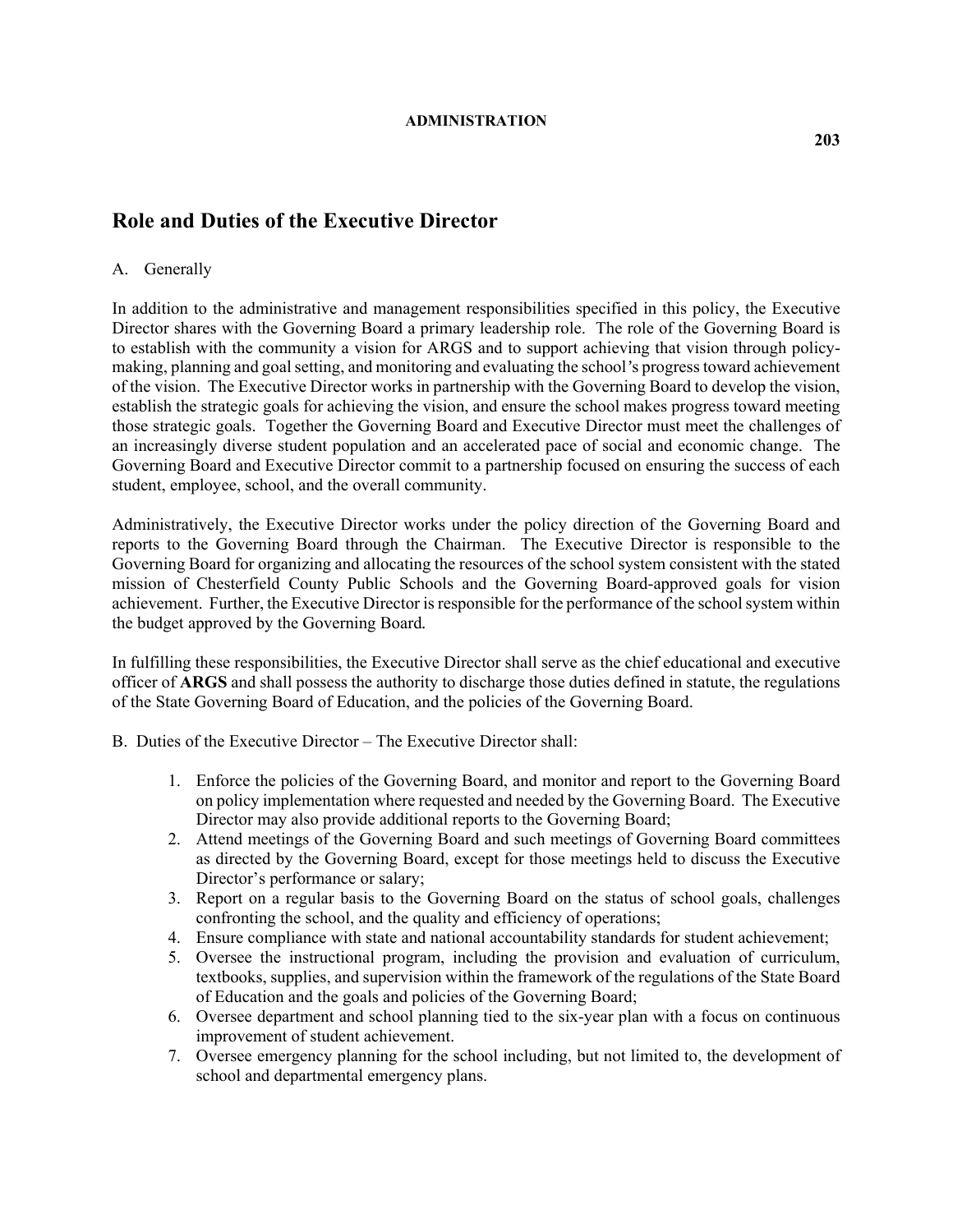**ADMINISTRATION**

**203**

## Role and Duties of the Executive Director

A. Generally

In addition to the administrative and management responsibilities specified in this policy, the Executive Director shares with the Governing Board a primary leadership role. The role of the Governing Board is to establish with the community a vision for ARGS and to support achieving that vision through policy-making, planning and goal setting, and monitoring and evaluating the school's progress toward achievement of the vision. The Executive Director works in partnership with the Governing Board to develop the vision, establish the strategic goals for achieving the vision, and ensure the school makes progress toward meeting those strategic goals. Together the Governing Board and Executive Director must meet the challenges of an increasingly diverse student population and an accelerated pace of social and economic change. The Governing Board and Executive Director commit to a partnership focused on ensuring the success of each student, employee, school, and the overall community.

Administratively, the Executive Director works under the policy direction of the Governing Board and reports to the Governing Board through the Chairman. The Executive Director is responsible to the Governing Board for organizing and allocating the resources of the school system consistent with the stated mission of Chesterfield County Public Schools and the Governing Board-approved goals for vision achievement. Further, the Executive Director is responsible for the performance of the school system within the budget approved by the Governing Board.

In fulfilling these responsibilities, the Executive Director shall serve as the chief educational and executive officer of **ARGS** and shall possess the authority to discharge those duties defined in statute, the regulations of the State Governing Board of Education, and the policies of the Governing Board.

B. Duties of the Executive Director – The Executive Director shall:

1. Enforce the policies of the Governing Board, and monitor and report to the Governing Board on policy implementation where requested and needed by the Governing Board. The Executive Director may also provide additional reports to the Governing Board;
2. Attend meetings of the Governing Board and such meetings of Governing Board committees as directed by the Governing Board, except for those meetings held to discuss the Executive Director's performance or salary;
3. Report on a regular basis to the Governing Board on the status of school goals, challenges confronting the school, and the quality and efficiency of operations;
4. Ensure compliance with state and national accountability standards for student achievement;
5. Oversee the instructional program, including the provision and evaluation of curriculum, textbooks, supplies, and supervision within the framework of the regulations of the State Board of Education and the goals and policies of the Governing Board;
6. Oversee department and school planning tied to the six-year plan with a focus on continuous improvement of student achievement.
7. Oversee emergency planning for the school including, but not limited to, the development of school and departmental emergency plans.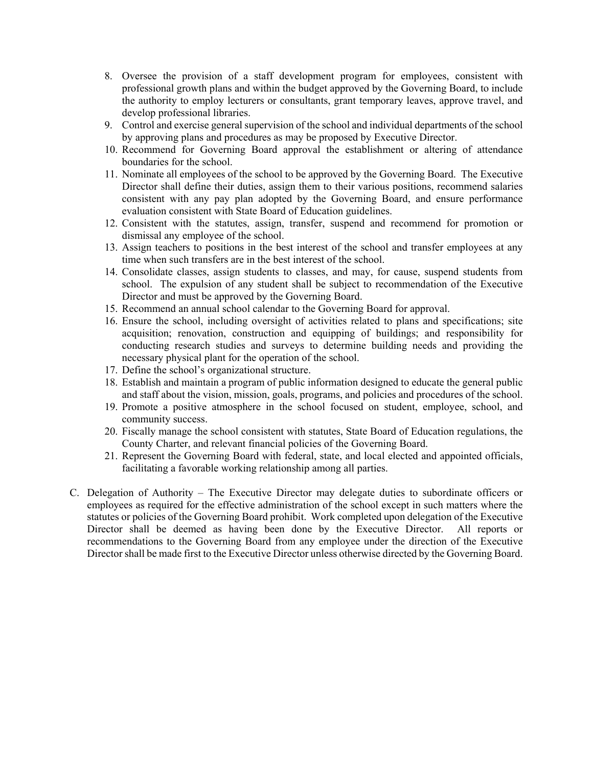8. Oversee the provision of a staff development program for employees, consistent with professional growth plans and within the budget approved by the Governing Board, to include the authority to employ lecturers or consultants, grant temporary leaves, approve travel, and develop professional libraries.
9. Control and exercise general supervision of the school and individual departments of the school by approving plans and procedures as may be proposed by Executive Director.
10. Recommend for Governing Board approval the establishment or altering of attendance boundaries for the school.
11. Nominate all employees of the school to be approved by the Governing Board. The Executive Director shall define their duties, assign them to their various positions, recommend salaries consistent with any pay plan adopted by the Governing Board, and ensure performance evaluation consistent with State Board of Education guidelines.
12. Consistent with the statutes, assign, transfer, suspend and recommend for promotion or dismissal any employee of the school.
13. Assign teachers to positions in the best interest of the school and transfer employees at any time when such transfers are in the best interest of the school.
14. Consolidate classes, assign students to classes, and may, for cause, suspend students from school. The expulsion of any student shall be subject to recommendation of the Executive Director and must be approved by the Governing Board.
15. Recommend an annual school calendar to the Governing Board for approval.
16. Ensure the school, including oversight of activities related to plans and specifications; site acquisition; renovation, construction and equipping of buildings; and responsibility for conducting research studies and surveys to determine building needs and providing the necessary physical plant for the operation of the school.
17. Define the school's organizational structure.
18. Establish and maintain a program of public information designed to educate the general public and staff about the vision, mission, goals, programs, and policies and procedures of the school.
19. Promote a positive atmosphere in the school focused on student, employee, school, and community success.
20. Fiscally manage the school consistent with statutes, State Board of Education regulations, the County Charter, and relevant financial policies of the Governing Board.
21. Represent the Governing Board with federal, state, and local elected and appointed officials, facilitating a favorable working relationship among all parties.

C. Delegation of Authority – The Executive Director may delegate duties to subordinate officers or employees as required for the effective administration of the school except in such matters where the statutes or policies of the Governing Board prohibit. Work completed upon delegation of the Executive Director shall be deemed as having been done by the Executive Director. All reports or recommendations to the Governing Board from any employee under the direction of the Executive Director shall be made first to the Executive Director unless otherwise directed by the Governing Board.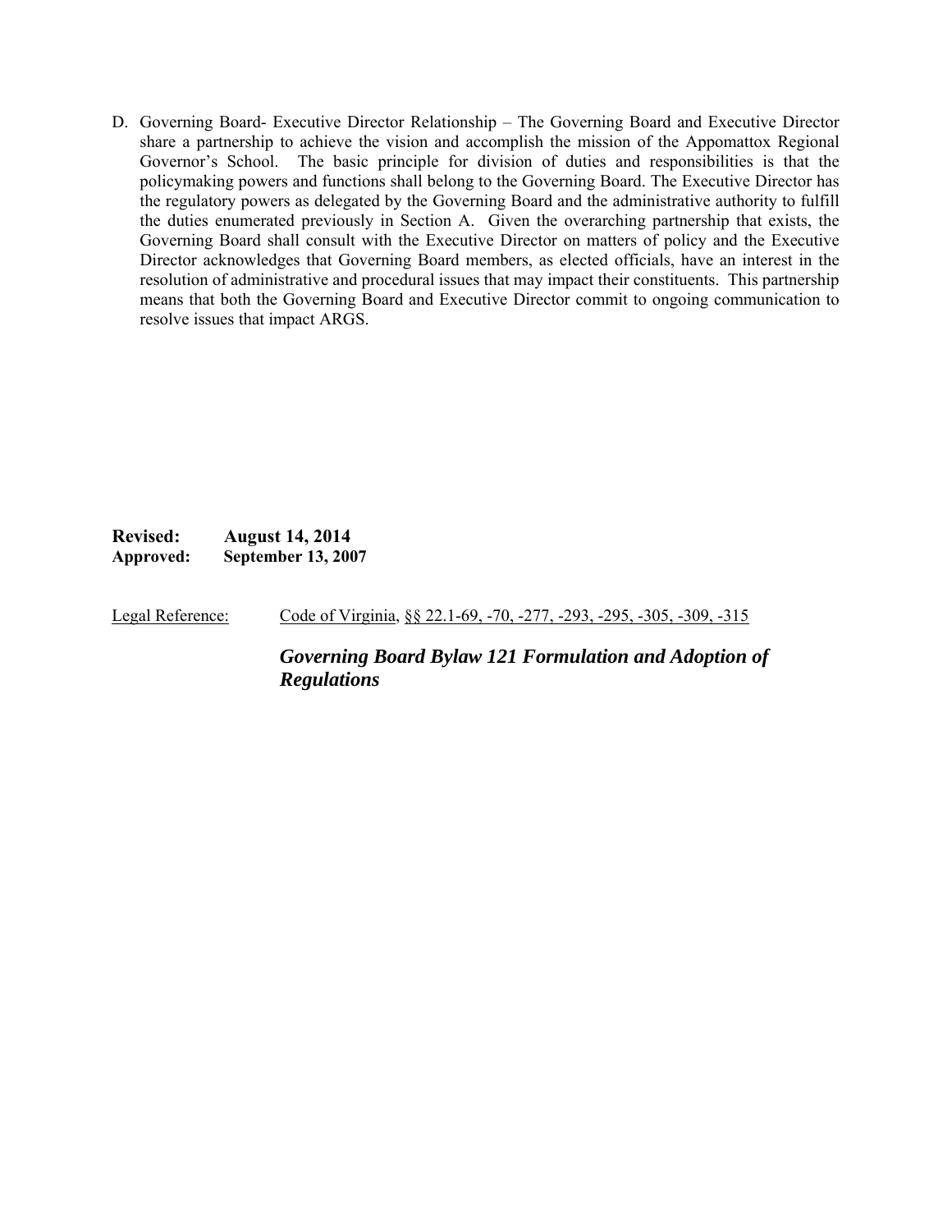D. Governing Board- Executive Director Relationship – The Governing Board and Executive Director share a partnership to achieve the vision and accomplish the mission of the Appomattox Regional Governor's School. The basic principle for division of duties and responsibilities is that the policymaking powers and functions shall belong to the Governing Board. The Executive Director has the regulatory powers as delegated by the Governing Board and the administrative authority to fulfill the duties enumerated previously in Section A. Given the overarching partnership that exists, the Governing Board shall consult with the Executive Director on matters of policy and the Executive Director acknowledges that Governing Board members, as elected officials, have an interest in the resolution of administrative and procedural issues that may impact their constituents. This partnership means that both the Governing Board and Executive Director commit to ongoing communication to resolve issues that impact ARGS.

**Revised: August 14, 2014**
**Approved: September 13, 2007**

Legal Reference: Code of Virginia, §§ 22.1-69, -70, -277, -293, -295, -305, -309, -315

***Governing Board Bylaw 121 Formulation and Adoption of Regulations***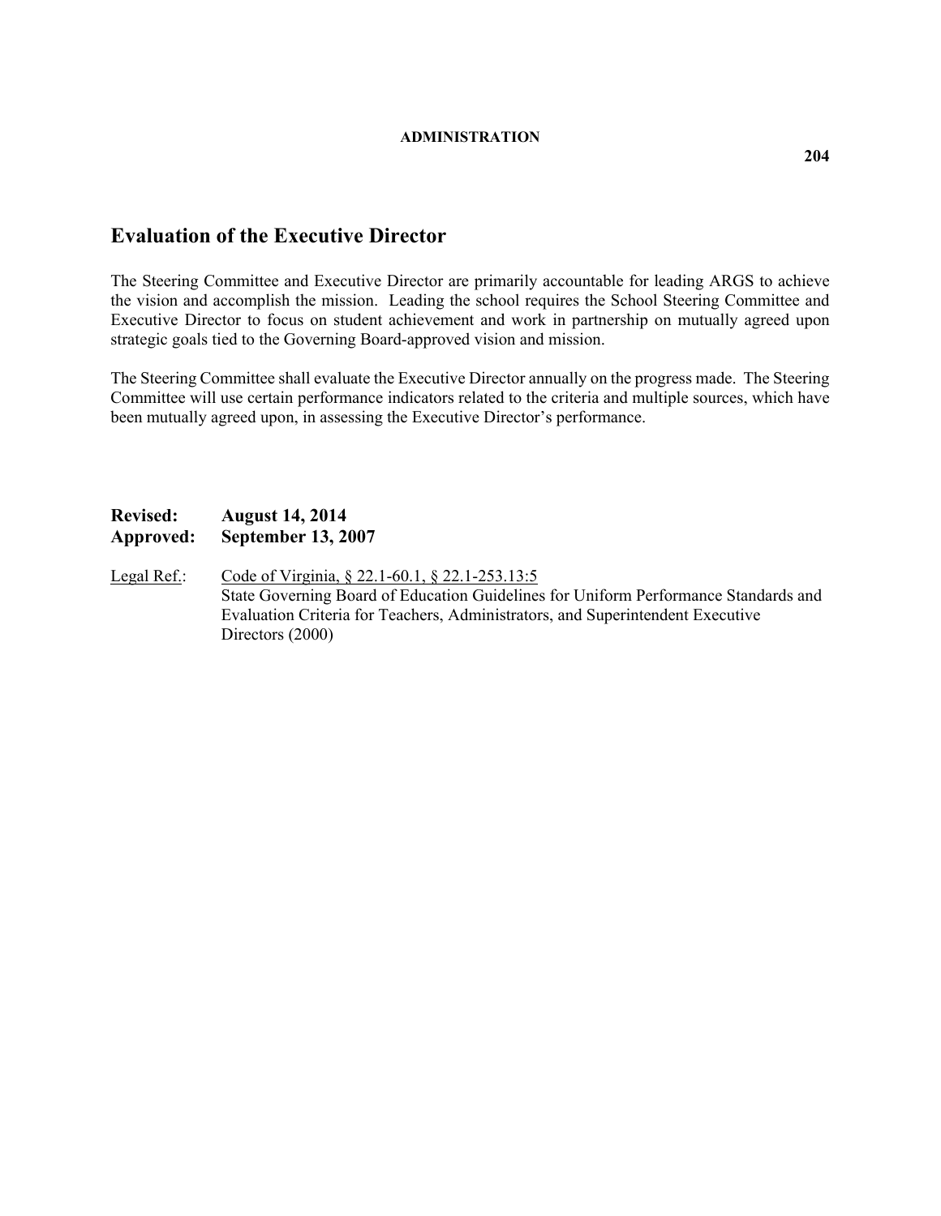**ADMINISTRATION**

**204**

## Evaluation of the Executive Director

The Steering Committee and Executive Director are primarily accountable for leading ARGS to achieve the vision and accomplish the mission. Leading the school requires the School Steering Committee and Executive Director to focus on student achievement and work in partnership on mutually agreed upon strategic goals tied to the Governing Board-approved vision and mission.

The Steering Committee shall evaluate the Executive Director annually on the progress made. The Steering Committee will use certain performance indicators related to the criteria and multiple sources, which have been mutually agreed upon, in assessing the Executive Director's performance.

**Revised: August 14, 2014**
**Approved: September 13, 2007**

Legal Ref.: Code of Virginia, § 22.1-60.1, § 22.1-253.13:5
State Governing Board of Education Guidelines for Uniform Performance Standards and Evaluation Criteria for Teachers, Administrators, and Superintendent Executive Directors (2000)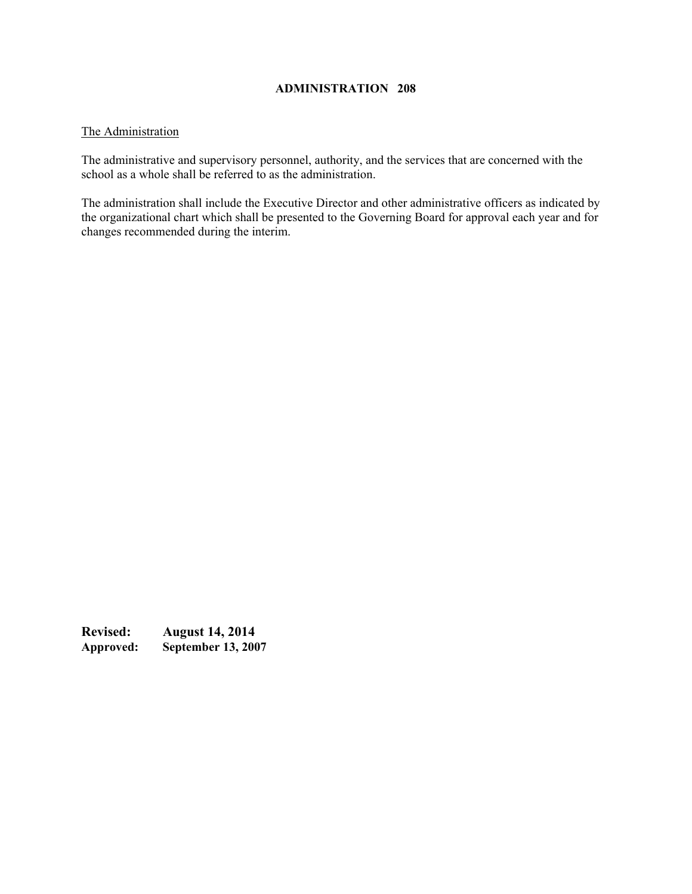## ADMINISTRATION 208

The Administration

The administrative and supervisory personnel, authority, and the services that are concerned with the school as a whole shall be referred to as the administration.

The administration shall include the Executive Director and other administrative officers as indicated by the organizational chart which shall be presented to the Governing Board for approval each year and for changes recommended during the interim.

**Revised:** **August 14, 2014**
**Approved:** **September 13, 2007**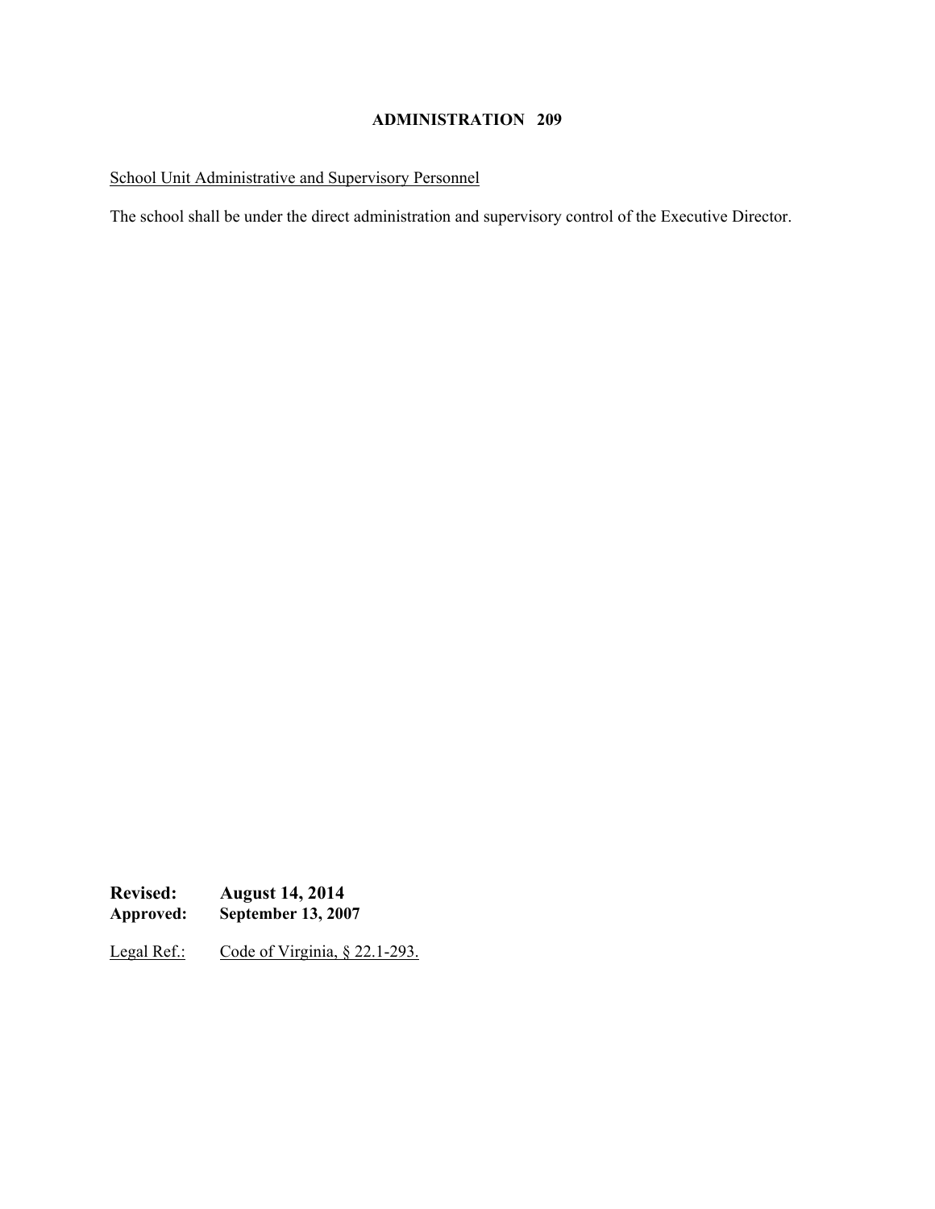**ADMINISTRATION 209**

School Unit Administrative and Supervisory Personnel

The school shall be under the direct administration and supervisory control of the Executive Director.

**Revised:** **August 14, 2014**
**Approved:** **September 13, 2007**

Legal Ref.: Code of Virginia, § 22.1-293.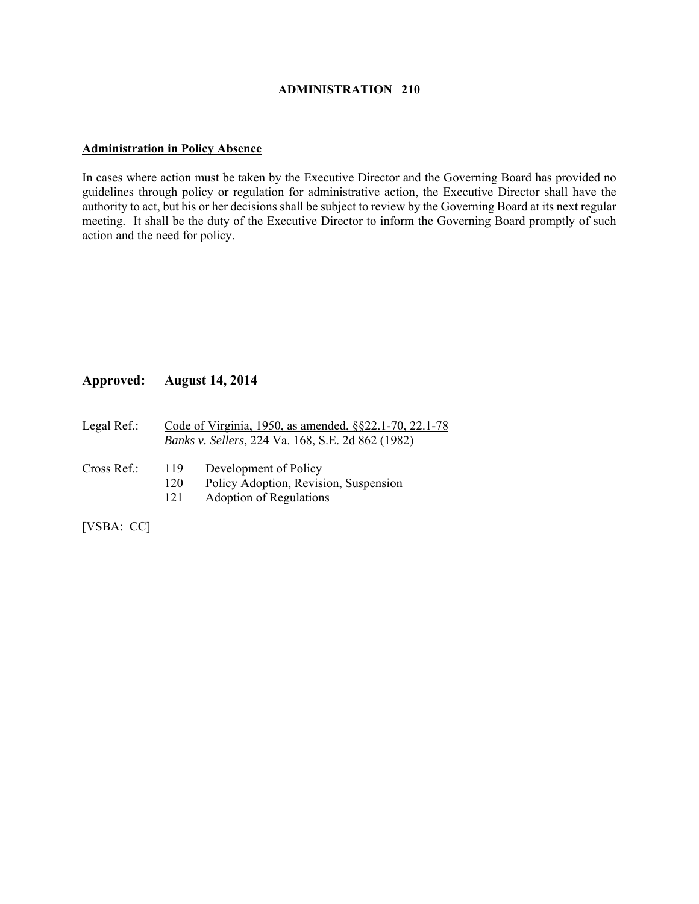**ADMINISTRATION 210**

**Administration in Policy Absence**

In cases where action must be taken by the Executive Director and the Governing Board has provided no guidelines through policy or regulation for administrative action, the Executive Director shall have the authority to act, but his or her decisions shall be subject to review by the Governing Board at its next regular meeting. It shall be the duty of the Executive Director to inform the Governing Board promptly of such action and the need for policy.

**Approved: August 14, 2014**

Legal Ref.: Code of Virginia, 1950, as amended, §§22.1-70, 22.1-78
*Banks v. Sellers*, 224 Va. 168, S.E. 2d 862 (1982)

Cross Ref.:
- 119 Development of Policy
- 120 Policy Adoption, Revision, Suspension
- 121 Adoption of Regulations

[VSBA: CC]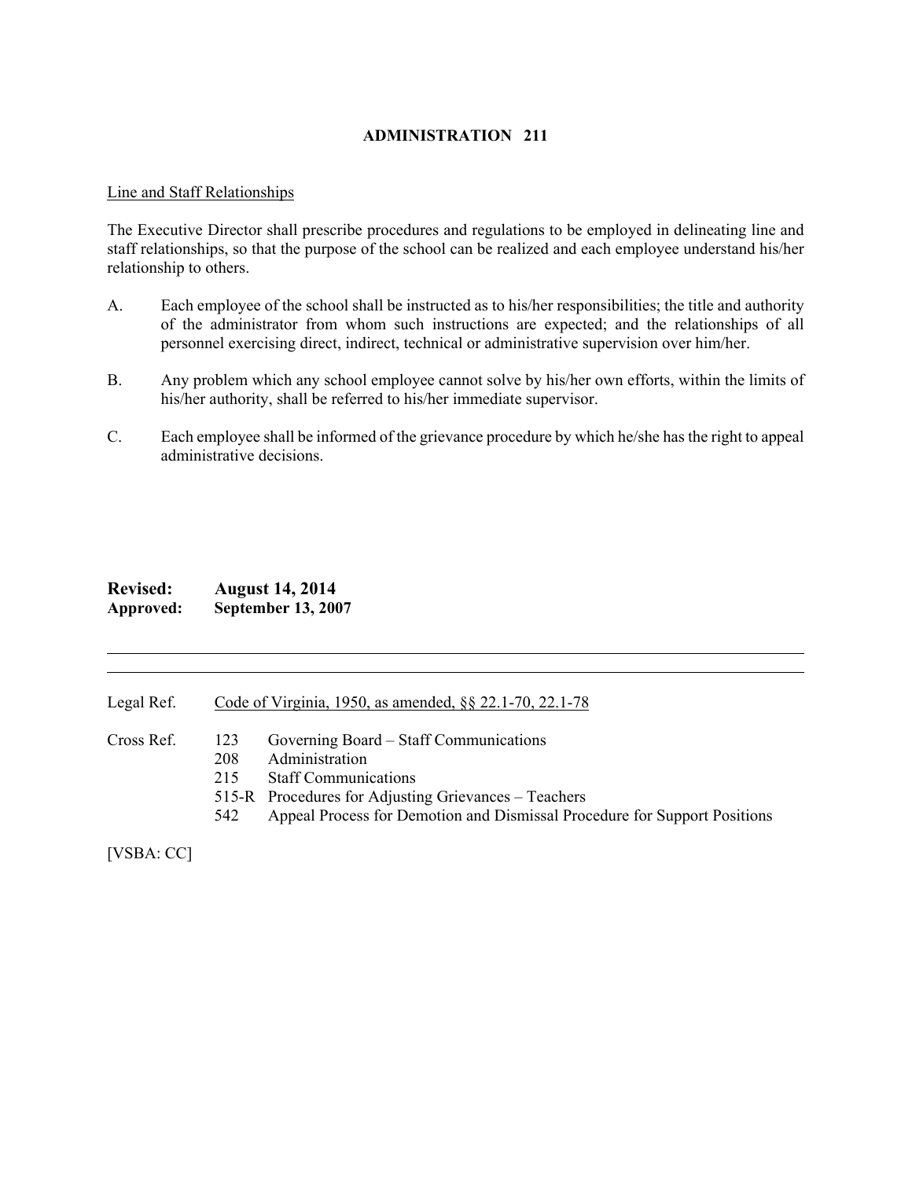# ADMINISTRATION 211

Line and Staff Relationships

The Executive Director shall prescribe procedures and regulations to be employed in delineating line and staff relationships, so that the purpose of the school can be realized and each employee understand his/her relationship to others.

A. Each employee of the school shall be instructed as to his/her responsibilities; the title and authority of the administrator from whom such instructions are expected; and the relationships of all personnel exercising direct, indirect, technical or administrative supervision over him/her.

B. Any problem which any school employee cannot solve by his/her own efforts, within the limits of his/her authority, shall be referred to his/her immediate supervisor.

C. Each employee shall be informed of the grievance procedure by which he/she has the right to appeal administrative decisions.

**Revised: August 14, 2014**
**Approved: September 13, 2007**

---

Legal Ref. Code of Virginia, 1950, as amended, §§ 22.1-70, 22.1-78

Cross Ref.
- 123 Governing Board – Staff Communications
- 208 Administration
- 215 Staff Communications
- 515-R Procedures for Adjusting Grievances – Teachers
- 542 Appeal Process for Demotion and Dismissal Procedure for Support Positions

[VSBA: CC]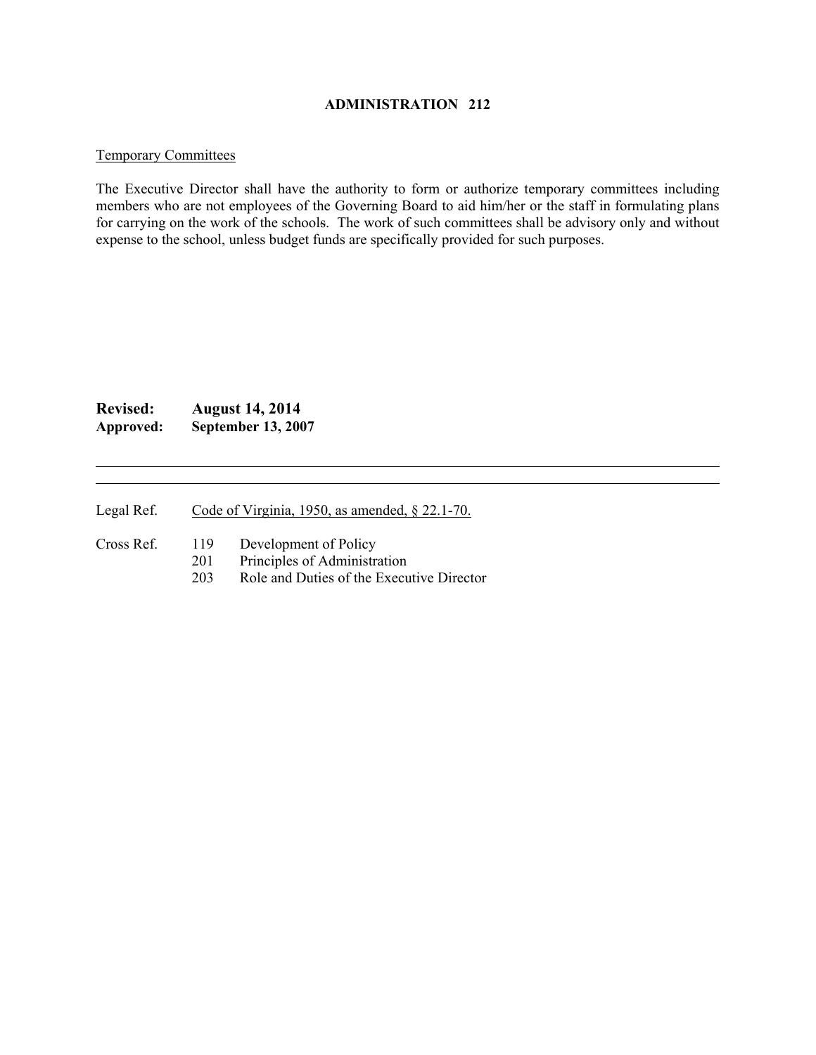**ADMINISTRATION 212**

Temporary Committees

The Executive Director shall have the authority to form or authorize temporary committees including members who are not employees of the Governing Board to aid him/her or the staff in formulating plans for carrying on the work of the schools. The work of such committees shall be advisory only and without expense to the school, unless budget funds are specifically provided for such purposes.

**Revised: August 14, 2014**
**Approved: September 13, 2007**

---

Legal Ref. Code of Virginia, 1950, as amended, § 22.1-70.

Cross Ref.
- 119 Development of Policy
- 201 Principles of Administration
- 203 Role and Duties of the Executive Director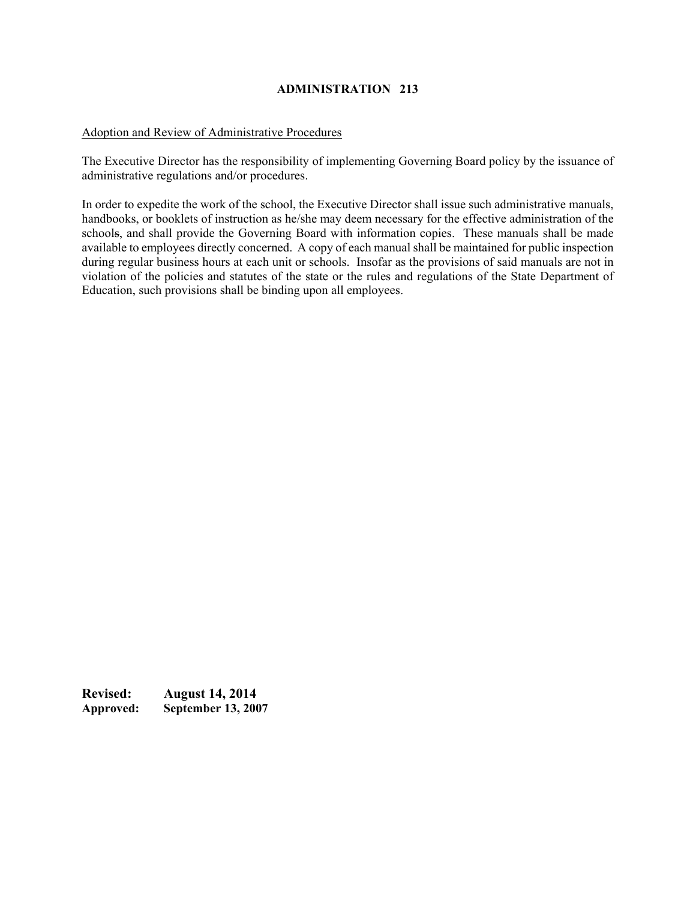**ADMINISTRATION 213**

Adoption and Review of Administrative Procedures

The Executive Director has the responsibility of implementing Governing Board policy by the issuance of administrative regulations and/or procedures.

In order to expedite the work of the school, the Executive Director shall issue such administrative manuals, handbooks, or booklets of instruction as he/she may deem necessary for the effective administration of the schools, and shall provide the Governing Board with information copies. These manuals shall be made available to employees directly concerned. A copy of each manual shall be maintained for public inspection during regular business hours at each unit or schools. Insofar as the provisions of said manuals are not in violation of the policies and statutes of the state or the rules and regulations of the State Department of Education, such provisions shall be binding upon all employees.

**Revised: August 14, 2014**
**Approved: September 13, 2007**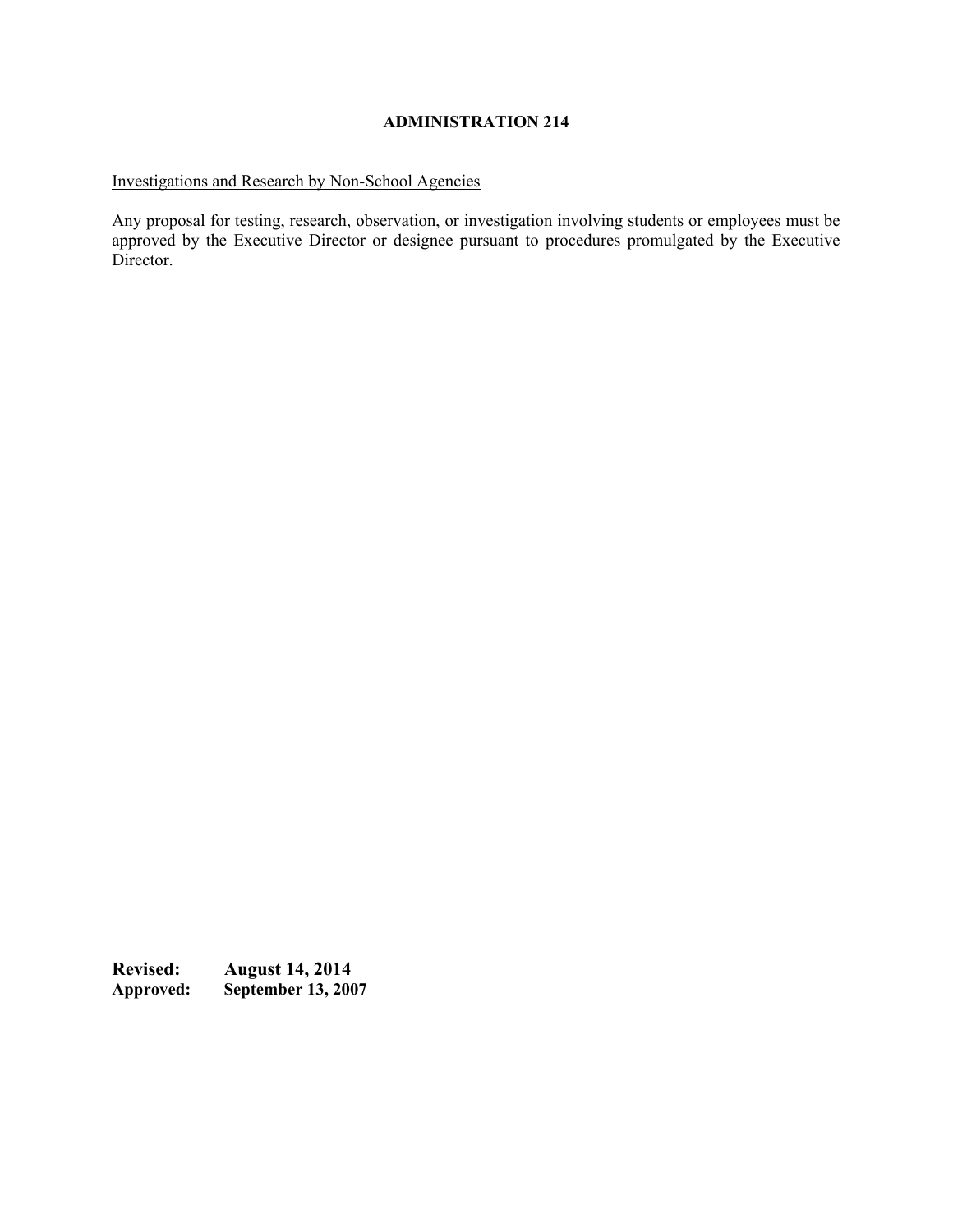# ADMINISTRATION 214

Investigations and Research by Non-School Agencies

Any proposal for testing, research, observation, or investigation involving students or employees must be approved by the Executive Director or designee pursuant to procedures promulgated by the Executive Director.

**Revised: August 14, 2014**
**Approved: September 13, 2007**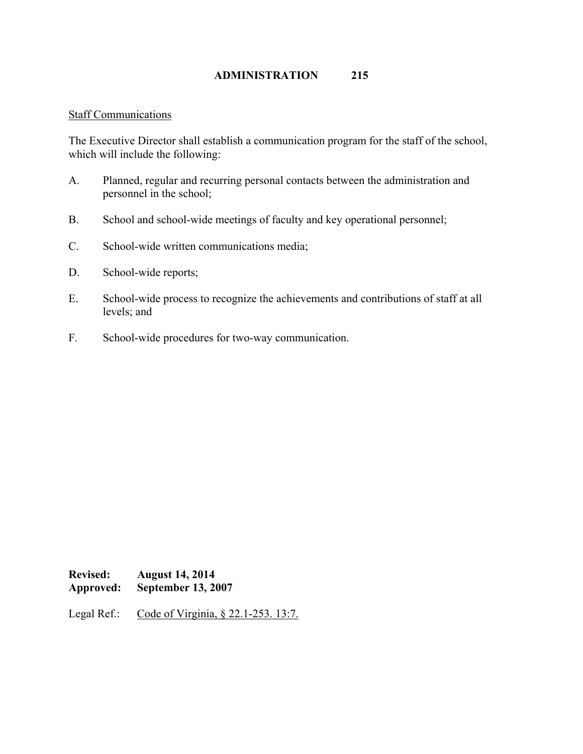**ADMINISTRATION 215**

Staff Communications

The Executive Director shall establish a communication program for the staff of the school, which will include the following:

A. Planned, regular and recurring personal contacts between the administration and personnel in the school;

B. School and school-wide meetings of faculty and key operational personnel;

C. School-wide written communications media;

D. School-wide reports;

E. School-wide process to recognize the achievements and contributions of staff at all levels; and

F. School-wide procedures for two-way communication.

**Revised: August 14, 2014**
**Approved: September 13, 2007**

Legal Ref.: Code of Virginia, § 22.1-253. 13:7.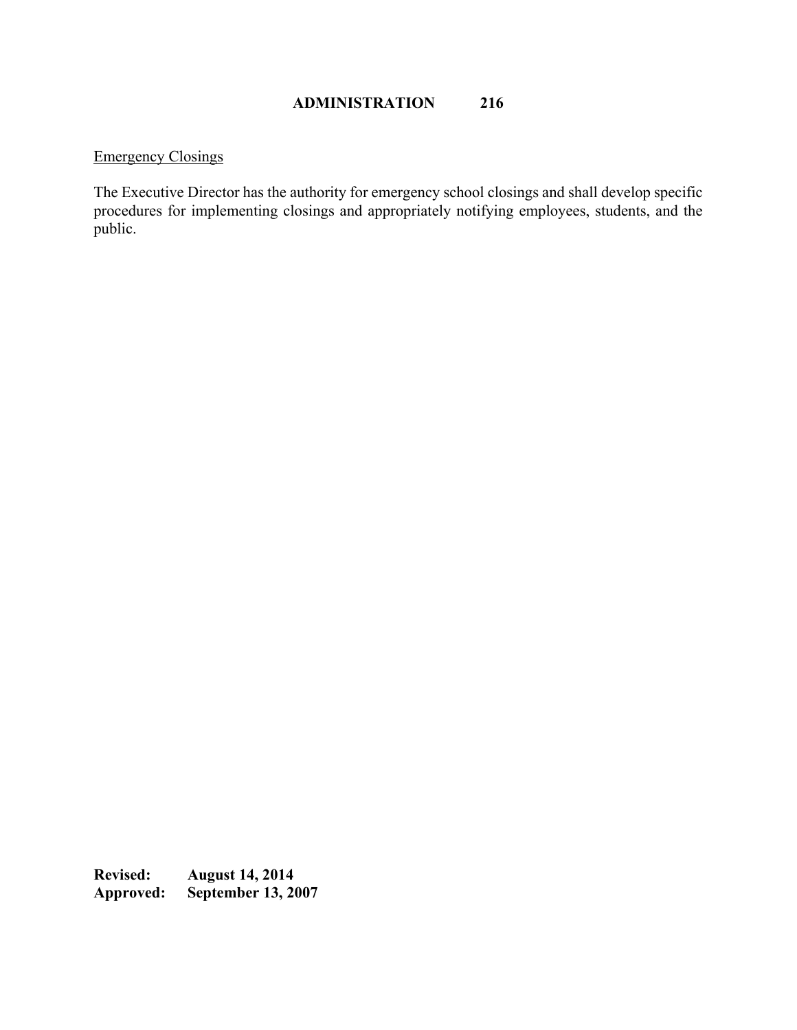# ADMINISTRATION 216

## Emergency Closings

The Executive Director has the authority for emergency school closings and shall develop specific procedures for implementing closings and appropriately notifying employees, students, and the public.

**Revised: August 14, 2014**
**Approved: September 13, 2007**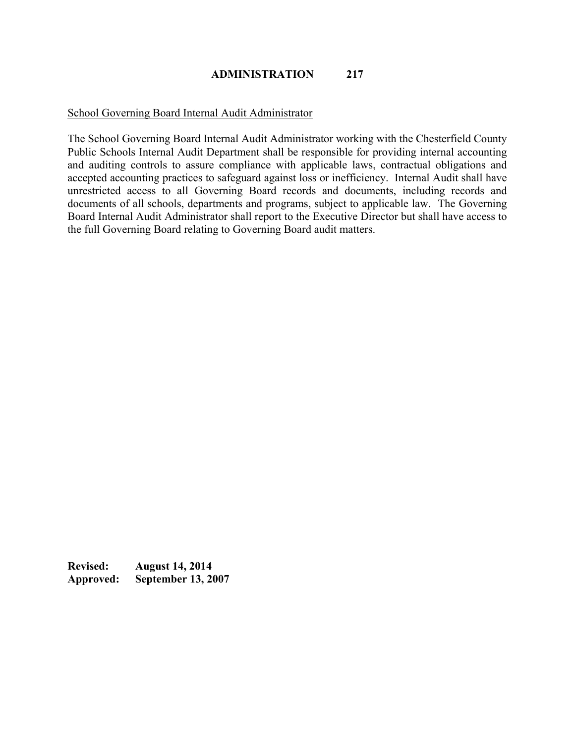## ADMINISTRATION 217

School Governing Board Internal Audit Administrator

The School Governing Board Internal Audit Administrator working with the Chesterfield County Public Schools Internal Audit Department shall be responsible for providing internal accounting and auditing controls to assure compliance with applicable laws, contractual obligations and accepted accounting practices to safeguard against loss or inefficiency. Internal Audit shall have unrestricted access to all Governing Board records and documents, including records and documents of all schools, departments and programs, subject to applicable law. The Governing Board Internal Audit Administrator shall report to the Executive Director but shall have access to the full Governing Board relating to Governing Board audit matters.

**Revised: August 14, 2014**
**Approved: September 13, 2007**